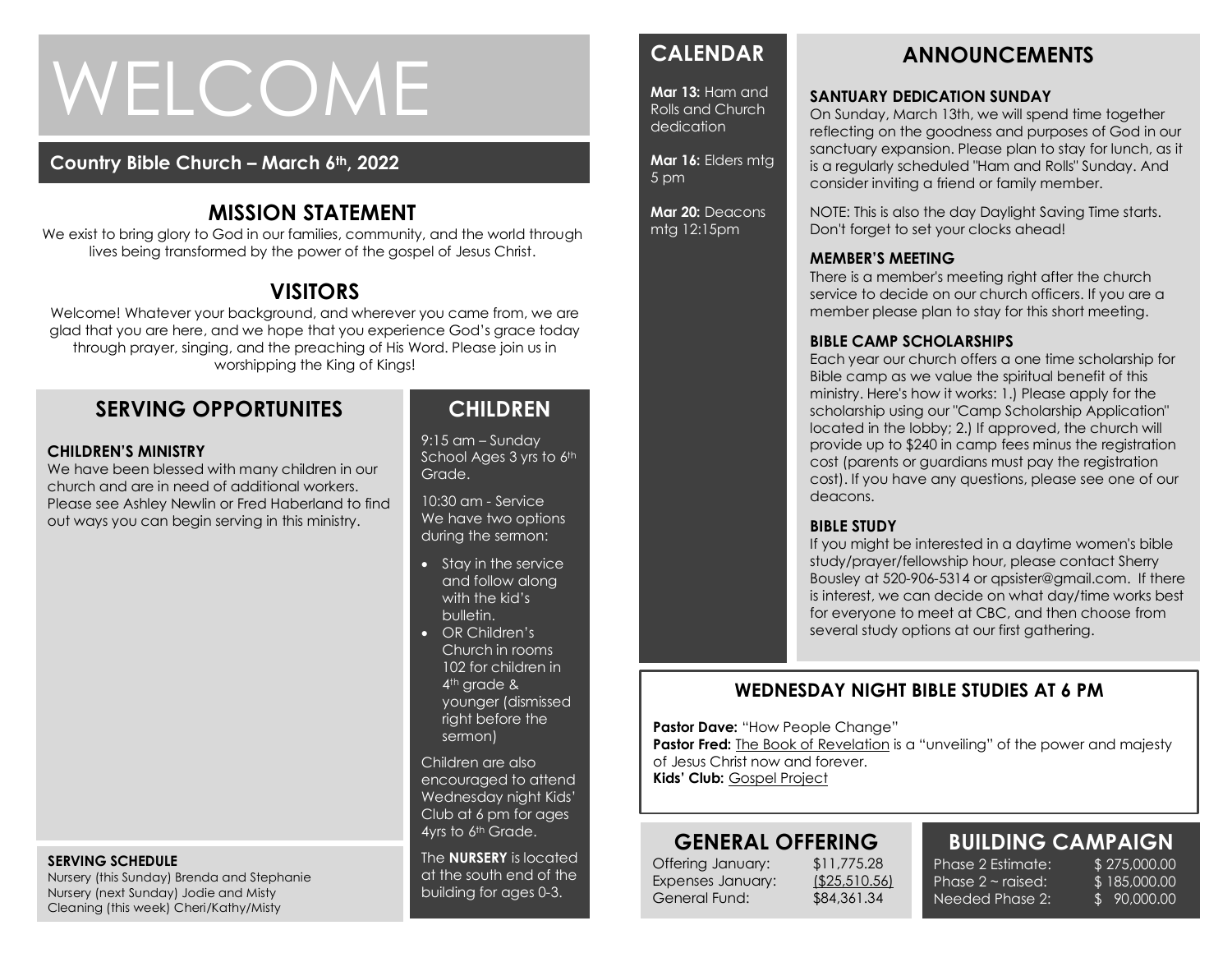# WELCOME

**Country Bible Church – March 6th, 2022**

## MISSION STATEMENT

We exist to bring glory to God in our families, community, and the world through lives being transformed by the power of the gospel of Jesus Christ.

## VISITORS

Welcome! Whatever your background, and wherever you came from, we are glad that you are here, and we hope that you experience God's grace today through prayer, singing, and the preaching of His Word. Please join us in worshipping the King of Kings!

## SERVING OPPORTUNITES

**CHILDREN'S MINISTRY**

We have been blessed with many children in our church and are in need of additional workers. Please see Ashley Newlin or Fred Haberland to find out ways you can begin serving in this ministry.

**SERVING SCHEDULE**

Nursery (this Sunday) Brenda and Stephanie
Nursery (next Sunday) Jodie and Misty
Cleaning (this week) Cheri/Kathy/Misty

## CHILDREN

9:15 am – Sunday School Ages 3 yrs to 6th Grade.

10:30 am - Service
We have two options during the sermon:

- Stay in the service and follow along with the kid's bulletin.
- OR Children's Church in rooms 102 for children in 4th grade & younger (dismissed right before the sermon)

Children are also encouraged to attend Wednesday night Kids' Club at 6 pm for ages 4yrs to 6th Grade.

The **NURSERY** is located at the south end of the building for ages 0-3.

## CALENDAR

**Mar 13:** Ham and Rolls and Church dedication

**Mar 16:** Elders mtg 5 pm

**Mar 20:** Deacons mtg 12:15pm

## ANNOUNCEMENTS

**SANTUARY DEDICATION SUNDAY**

On Sunday, March 13th, we will spend time together reflecting on the goodness and purposes of God in our sanctuary expansion. Please plan to stay for lunch, as it is a regularly scheduled "Ham and Rolls" Sunday. And consider inviting a friend or family member.

NOTE: This is also the day Daylight Saving Time starts. Don't forget to set your clocks ahead!

**MEMBER'S MEETING**

There is a member's meeting right after the church service to decide on our church officers. If you are a member please plan to stay for this short meeting.

**BIBLE CAMP SCHOLARSHIPS**

Each year our church offers a one time scholarship for Bible camp as we value the spiritual benefit of this ministry. Here's how it works: 1.) Please apply for the scholarship using our "Camp Scholarship Application" located in the lobby; 2.) If approved, the church will provide up to $240 in camp fees minus the registration cost (parents or guardians must pay the registration cost). If you have any questions, please see one of our deacons.

**BIBLE STUDY**

If you might be interested in a daytime women's bible study/prayer/fellowship hour, please contact Sherry Bousley at 520-906-5314 or qpsister@gmail.com. If there is interest, we can decide on what day/time works best for everyone to meet at CBC, and then choose from several study options at our first gathering.

## WEDNESDAY NIGHT BIBLE STUDIES AT 6 PM

**Pastor Dave:** "How People Change"
**Pastor Fred:** The Book of Revelation is a "unveiling" of the power and majesty of Jesus Christ now and forever.
**Kids' Club:** Gospel Project

## GENERAL OFFERING

| | |
|---|---|
| Offering January: | $11,775.28 |
| Expenses January: | ($25,510.56) |
| General Fund: | $84,361.34 |

## BUILDING CAMPAIGN

| | |
|---|---|
| Phase 2 Estimate: | $ 275,000.00 |
| Phase 2 ~ raised: | $ 185,000.00 |
| Needed Phase 2: | $ 90,000.00 |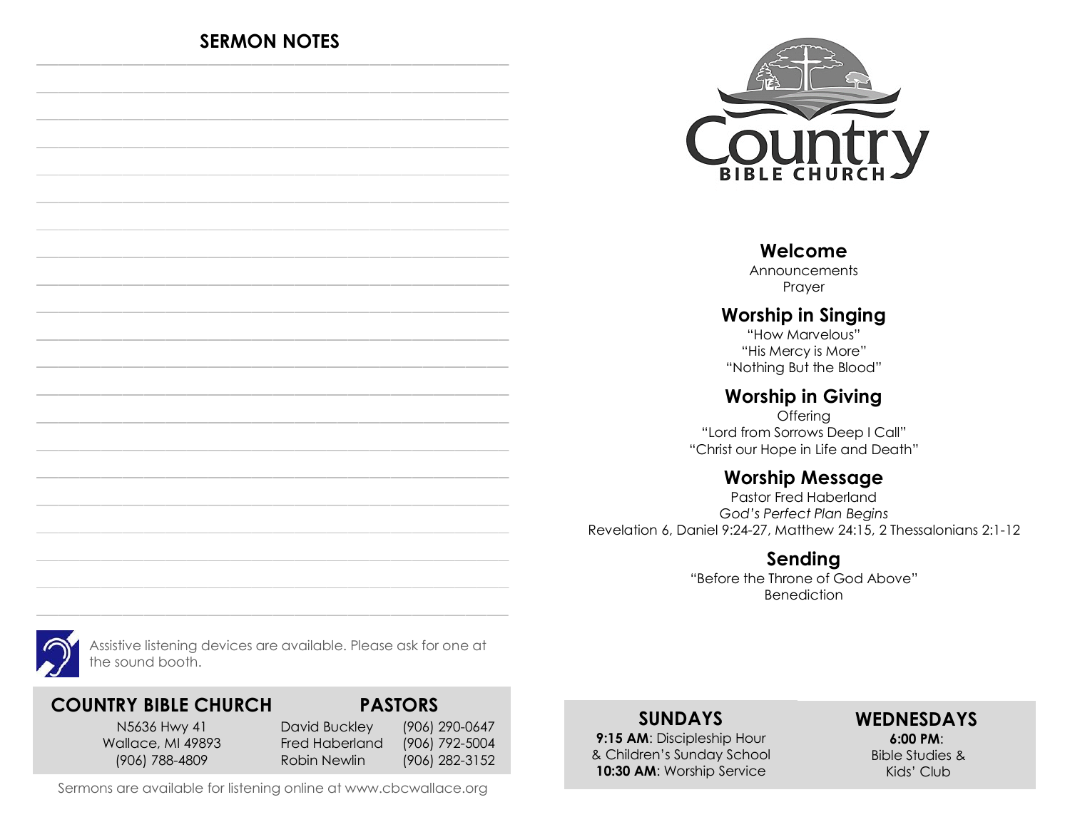## SERMON NOTES

Assistive listening devices are available. Please ask for one at the sound booth.

### COUNTRY BIBLE CHURCH

N5636 Hwy 41
Wallace, MI 49893
(906) 788-4809

### PASTORS

| | |
|---|---|
| David Buckley | (906) 290-0647 |
| Fred Haberland | (906) 792-5004 |
| Robin Newlin | (906) 282-3152 |

Sermons are available for listening online at www.cbcwallace.org

# Country BIBLE CHURCH

## Welcome

Announcements
Prayer

## Worship in Singing

"How Marvelous"
"His Mercy is More"
"Nothing But the Blood"

## Worship in Giving

Offering
"Lord from Sorrows Deep I Call"
"Christ our Hope in Life and Death"

## Worship Message

Pastor Fred Haberland
*God's Perfect Plan Begins*
Revelation 6, Daniel 9:24-27, Matthew 24:15, 2 Thessalonians 2:1-12

## Sending

"Before the Throne of God Above"
Benediction

### SUNDAYS

**9:15 AM**: Discipleship Hour & Children's Sunday School
**10:30 AM**: Worship Service

### WEDNESDAYS

**6:00 PM**:
Bible Studies & Kids' Club